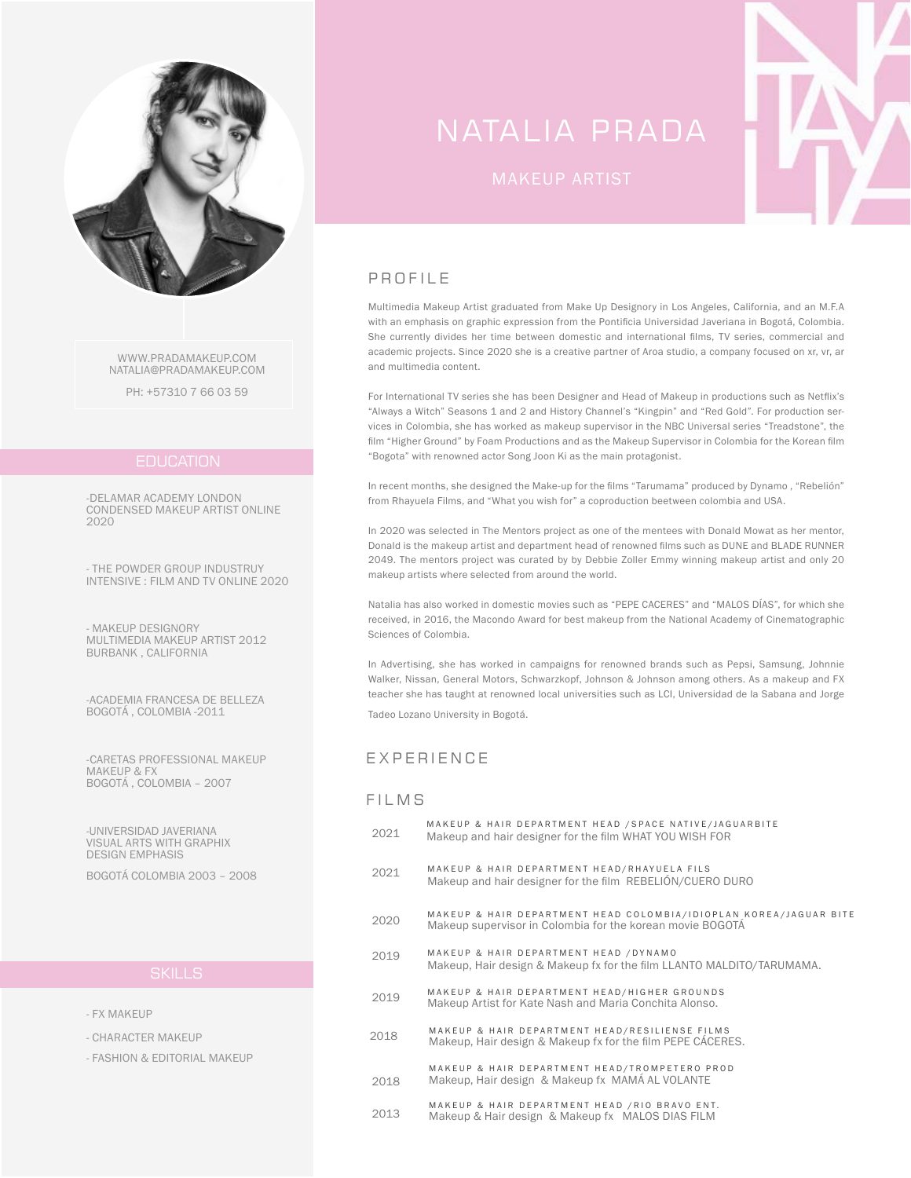# NATALIA PRADA

## MAKEUP ARTIST

WWW.PRADAMAKEUP.COM
NATALIA@PRADAMAKEUP.COM

PH: +57310 7 66 03 59

## EDUCATION

-DELAMAR ACADEMY LONDON
CONDENSED MAKEUP ARTIST ONLINE
2020

- THE POWDER GROUP INDUSTRUY
INTENSIVE : FILM AND TV ONLINE 2020

- MAKEUP DESIGNORY
MULTIMEDIA MAKEUP ARTIST 2012
BURBANK , CALIFORNIA

-ACADEMIA FRANCESA DE BELLEZA
BOGOTÁ , COLOMBIA -2011

-CARETAS PROFESSIONAL MAKEUP
MAKEUP & FX
BOGOTÁ , COLOMBIA – 2007

-UNIVERSIDAD JAVERIANA
VISUAL ARTS WITH GRAPHIX
DESIGN EMPHASIS

BOGOTÁ COLOMBIA 2003 – 2008

## SKILLS

- FX MAKEUP
- CHARACTER MAKEUP
- FASHION & EDITORIAL MAKEUP

## PROFILE

Multimedia Makeup Artist graduated from Make Up Designory in Los Angeles, California, and an M.F.A with an emphasis on graphic expression from the Pontificia Universidad Javeriana in Bogotá, Colombia. She currently divides her time between domestic and international films, TV series, commercial and academic projects. Since 2020 she is a creative partner of Aroa studio, a company focused on xr, vr, ar and multimedia content.

For International TV series she has been Designer and Head of Makeup in productions such as Netflix's "Always a Witch" Seasons 1 and 2 and History Channel's "Kingpin" and "Red Gold". For production services in Colombia, she has worked as makeup supervisor in the NBC Universal series "Treadstone", the film "Higher Ground" by Foam Productions and as the Makeup Supervisor in Colombia for the Korean film "Bogota" with renowned actor Song Joon Ki as the main protagonist.

In recent months, she designed the Make-up for the films "Tarumama" produced by Dynamo , "Rebelión" from Rhayuela Films, and "What you wish for" a coproduction beetween colombia and USA.

In 2020 was selected in The Mentors project as one of the mentees with Donald Mowat as her mentor, Donald is the makeup artist and department head of renowned films such as DUNE and BLADE RUNNER 2049. The mentors project was curated by by Debbie Zoller Emmy winning makeup artist and only 20 makeup artists where selected from around the world.

Natalia has also worked in domestic movies such as "PEPE CACERES" and "MALOS DÍAS", for which she received, in 2016, the Macondo Award for best makeup from the National Academy of Cinematographic Sciences of Colombia.

In Advertising, she has worked in campaigns for renowned brands such as Pepsi, Samsung, Johnnie Walker, Nissan, General Motors, Schwarzkopf, Johnson & Johnson among others. As a makeup and FX teacher she has taught at renowned local universities such as LCI, Universidad de la Sabana and Jorge Tadeo Lozano University in Bogotá.

## EXPERIENCE

### FILMS

2021 — MAKEUP & HAIR DEPARTMENT HEAD /SPACE NATIVE/JAGUARBITE
Makeup and hair designer for the film WHAT YOU WISH FOR

2021 — MAKEUP & HAIR DEPARTMENT HEAD/RHAYUELA FILS
Makeup and hair designer for the film REBELIÓN/CUERO DURO

2020 — MAKEUP & HAIR DEPARTMENT HEAD COLOMBIA/IDIOPLAN KOREA/JAGUAR BITE
Makeup supervisor in Colombia for the korean movie BOGOTÁ

2019 — MAKEUP & HAIR DEPARTMENT HEAD /DYNAMO
Makeup, Hair design & Makeup fx for the film LLANTO MALDITO/TARUMAMA.

2019 — MAKEUP & HAIR DEPARTMENT HEAD/HIGHER GROUNDS
Makeup Artist for Kate Nash and Maria Conchita Alonso.

2018 — MAKEUP & HAIR DEPARTMENT HEAD/RESILIENSE FILMS
Makeup, Hair design & Makeup fx for the film PEPE CÁCERES.

2018 — MAKEUP & HAIR DEPARTMENT HEAD/TROMPETERO PROD
Makeup, Hair design & Makeup fx MAMÁ AL VOLANTE

2013 — MAKEUP & HAIR DEPARTMENT HEAD /RIO BRAVO ENT.
Makeup & Hair design & Makeup fx MALOS DIAS FILM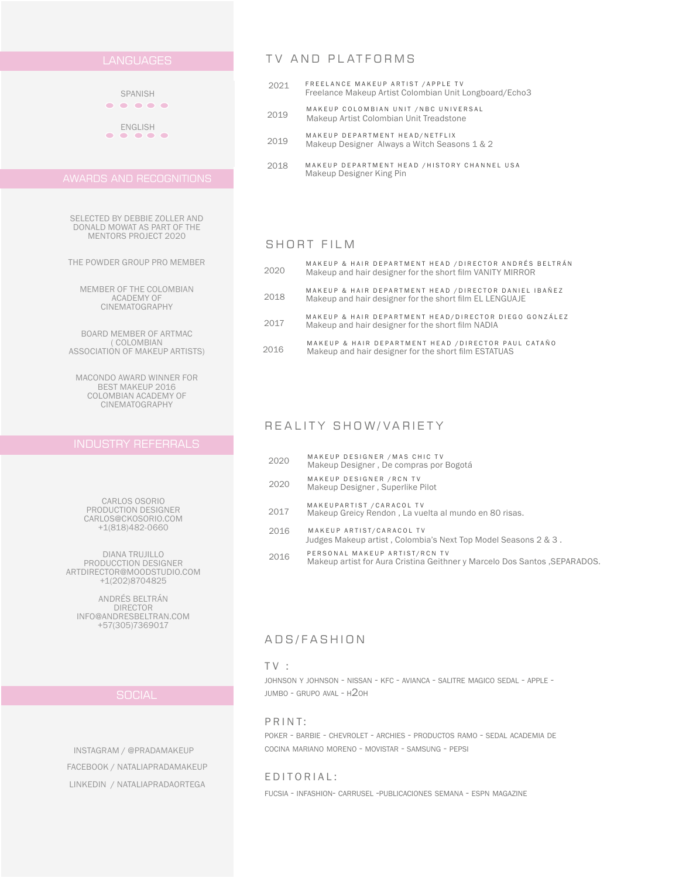## LANGUAGES

SPANISH

ENGLISH

## AWARDS AND RECOGNITIONS

SELECTED BY DEBBIE ZOLLER AND DONALD MOWAT AS PART OF THE MENTORS PROJECT 2020

THE POWDER GROUP PRO MEMBER

MEMBER OF THE COLOMBIAN ACADEMY OF CINEMATOGRAPHY

BOARD MEMBER OF ARTMAC ( COLOMBIAN ASSOCIATION OF MAKEUP ARTISTS)

MACONDO AWARD WINNER FOR BEST MAKEUP 2016 COLOMBIAN ACADEMY OF CINEMATOGRAPHY

## INDUSTRY REFERRALS

CARLOS OSORIO
PRODUCTION DESIGNER
CARLOS@CKOSORIO.COM
+1(818)482-0660

DIANA TRUJILLO
PRODUCCTION DESIGNER
ARTDIRECTOR@MOODSTUDIO.COM
+1(202)8704825

ANDRÉS BELTRÁN
DIRECTOR
INFO@ANDRESBELTRAN.COM
+57(305)7369017

## SOCIAL

INSTAGRAM / @PRADAMAKEUP

FACEBOOK / NATALIAPRADAMAKEUP

LINKEDIN / NATALIAPRADAORTEGA

## TV AND PLATFORMS

2021 — FREELANCE MAKEUP ARTIST /APPLE TV
Freelance Makeup Artist Colombian Unit Longboard/Echo3

2019 — MAKEUP COLOMBIAN UNIT /NBC UNIVERSAL
Makeup Artist Colombian Unit Treadstone

2019 — MAKEUP DEPARTMENT HEAD/NETFLIX
Makeup Designer Always a Witch Seasons 1 & 2

2018 — MAKEUP DEPARTMENT HEAD /HISTORY CHANNEL USA
Makeup Designer King Pin

## SHORT FILM

2020 — MAKEUP & HAIR DEPARTMENT HEAD /DIRECTOR ANDRÉS BELTRÁN
Makeup and hair designer for the short film VANITY MIRROR

2018 — MAKEUP & HAIR DEPARTMENT HEAD /DIRECTOR DANIEL IBAÑEZ
Makeup and hair designer for the short film EL LENGUAJE

2017 — MAKEUP & HAIR DEPARTMENT HEAD/DIRECTOR DIEGO GONZÁLEZ
Makeup and hair designer for the short film NADIA

2016 — MAKEUP & HAIR DEPARTMENT HEAD /DIRECTOR PAUL CATAÑO
Makeup and hair designer for the short film ESTATUAS

## REALITY SHOW/VARIETY

2020 — MAKEUP DESIGNER /MAS CHIC TV
Makeup Designer , De compras por Bogotá

2020 — MAKEUP DESIGNER /RCN TV
Makeup Designer , Superlike Pilot

2017 — MAKEUPARTIST /CARACOL TV
Makeup Greicy Rendon , La vuelta al mundo en 80 risas.

2016 — MAKEUP ARTIST/CARACOL TV
Judges Makeup artist , Colombia's Next Top Model Seasons 2 & 3 .

2016 — PERSONAL MAKEUP ARTIST/RCN TV
Makeup artist for Aura Cristina Geithner y Marcelo Dos Santos ,SEPARADOS.

## ADS/FASHION

### TV :

JOHNSON Y JOHNSON - NISSAN - KFC - AVIANCA - SALITRE MAGICO SEDAL - APPLE - JUMBO - GRUPO AVAL - H2OH

### PRINT:

POKER - BARBIE - CHEVROLET - ARCHIES - PRODUCTOS RAMO - SEDAL ACADEMIA DE COCINA MARIANO MORENO - MOVISTAR - SAMSUNG - PEPSI

### EDITORIAL:

FUCSIA - INFASHION- CARRUSEL -PUBLICACIONES SEMANA - ESPN MAGAZINE